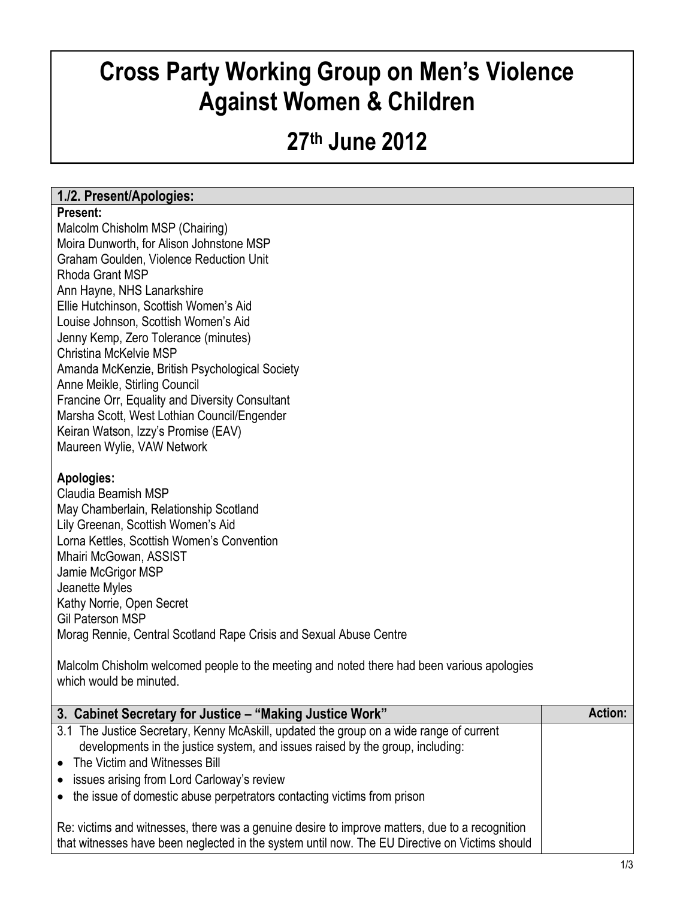# Cross Party Working Group on Men's Violence Against Women & Children

## 27th June 2012

### 1./2. Present/Apologies:

**Present:**

Malcolm Chisholm MSP (Chairing)
Moira Dunworth, for Alison Johnstone MSP
Graham Goulden, Violence Reduction Unit
Rhoda Grant MSP
Ann Hayne, NHS Lanarkshire
Ellie Hutchinson, Scottish Women's Aid
Louise Johnson, Scottish Women's Aid
Jenny Kemp, Zero Tolerance (minutes)
Christina McKelvie MSP
Amanda McKenzie, British Psychological Society
Anne Meikle, Stirling Council
Francine Orr, Equality and Diversity Consultant
Marsha Scott, West Lothian Council/Engender
Keiran Watson, Izzy's Promise (EAV)
Maureen Wylie, VAW Network

**Apologies:**

Claudia Beamish MSP
May Chamberlain, Relationship Scotland
Lily Greenan, Scottish Women's Aid
Lorna Kettles, Scottish Women's Convention
Mhairi McGowan, ASSIST
Jamie McGrigor MSP
Jeanette Myles
Kathy Norrie, Open Secret
Gil Paterson MSP
Morag Rennie, Central Scotland Rape Crisis and Sexual Abuse Centre

Malcolm Chisholm welcomed people to the meeting and noted there had been various apologies which would be minuted.

| 3. Cabinet Secretary for Justice – "Making Justice Work" | Action: |
|---|---|
| 3.1 The Justice Secretary, Kenny McAskill, updated the group on a wide range of current developments in the justice system, and issues raised by the group, including:<br>• The Victim and Witnesses Bill<br>• issues arising from Lord Carloway's review<br>• the issue of domestic abuse perpetrators contacting victims from prison<br><br>Re: victims and witnesses, there was a genuine desire to improve matters, due to a recognition that witnesses have been neglected in the system until now. The EU Directive on Victims should | |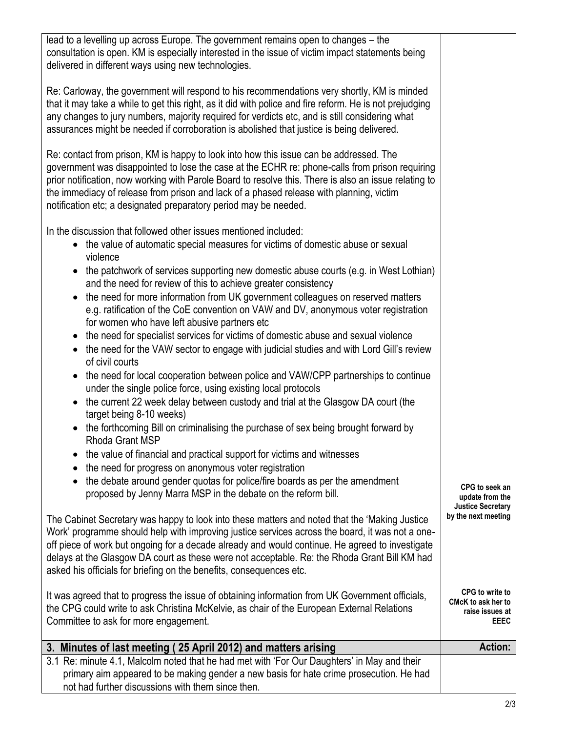| | |
|---|---|
| lead to a levelling up across Europe. The government remains open to changes – the consultation is open. KM is especially interested in the issue of victim impact statements being delivered in different ways using new technologies.<br><br>Re: Carloway, the government will respond to his recommendations very shortly, KM is minded that it may take a while to get this right, as it did with police and fire reform. He is not prejudging any changes to jury numbers, majority required for verdicts etc, and is still considering what assurances might be needed if corroboration is abolished that justice is being delivered.<br><br>Re: contact from prison, KM is happy to look into how this issue can be addressed. The government was disappointed to lose the case at the ECHR re: phone-calls from prison requiring prior notification, now working with Parole Board to resolve this. There is also an issue relating to the immediacy of release from prison and lack of a phased release with planning, victim notification etc; a designated preparatory period may be needed.<br><br>In the discussion that followed other issues mentioned included:<br>• the value of automatic special measures for victims of domestic abuse or sexual violence<br>• the patchwork of services supporting new domestic abuse courts (e.g. in West Lothian) and the need for review of this to achieve greater consistency<br>• the need for more information from UK government colleagues on reserved matters e.g. ratification of the CoE convention on VAW and DV, anonymous voter registration for women who have left abusive partners etc<br>• the need for specialist services for victims of domestic abuse and sexual violence<br>• the need for the VAW sector to engage with judicial studies and with Lord Gill's review of civil courts<br>• the need for local cooperation between police and VAW/CPP partnerships to continue under the single police force, using existing local protocols<br>• the current 22 week delay between custody and trial at the Glasgow DA court (the target being 8-10 weeks)<br>• the forthcoming Bill on criminalising the purchase of sex being brought forward by Rhoda Grant MSP<br>• the value of financial and practical support for victims and witnesses<br>• the need for progress on anonymous voter registration<br>• the debate around gender quotas for police/fire boards as per the amendment proposed by Jenny Marra MSP in the debate on the reform bill.<br><br>The Cabinet Secretary was happy to look into these matters and noted that the 'Making Justice Work' programme should help with improving justice services across the board, it was not a one-off piece of work but ongoing for a decade already and would continue. He agreed to investigate delays at the Glasgow DA court as these were not acceptable. Re: the Rhoda Grant Bill KM had asked his officials for briefing on the benefits, consequences etc.<br><br>It was agreed that to progress the issue of obtaining information from UK Government officials, the CPG could write to ask Christina McKelvie, as chair of the European External Relations Committee to ask for more engagement. | **CPG to seek an update from the Justice Secretary by the next meeting**<br><br>**CPG to write to CMcK to ask her to raise issues at EEEC** |
| **3. Minutes of last meeting ( 25 April 2012) and matters arising** | **Action:** |
| 3.1 Re: minute 4.1, Malcolm noted that he had met with 'For Our Daughters' in May and their primary aim appeared to be making gender a new basis for hate crime prosecution. He had not had further discussions with them since then. | |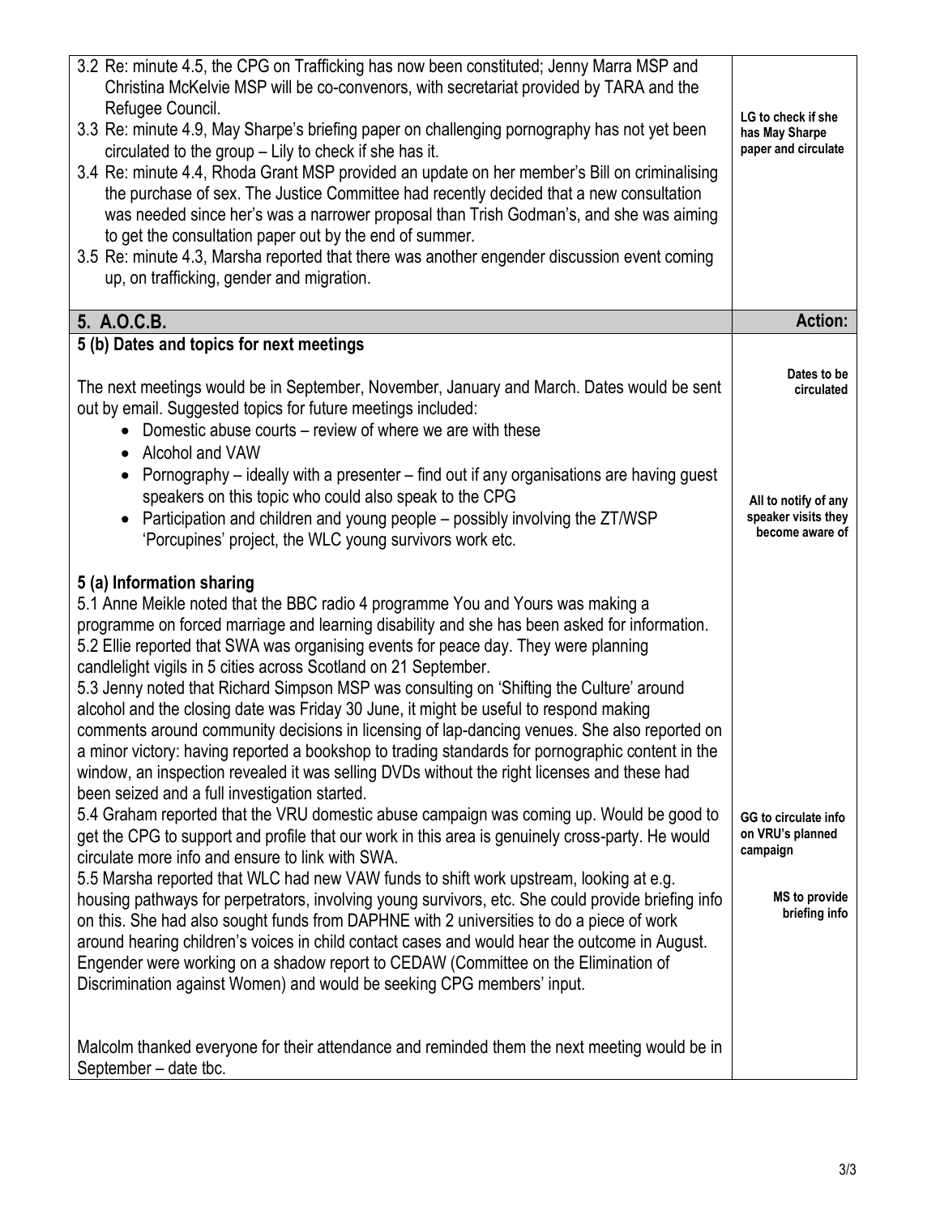| | |
|---|---|
| 3.2 Re: minute 4.5, the CPG on Trafficking has now been constituted; Jenny Marra MSP and Christina McKelvie MSP will be co-convenors, with secretariat provided by TARA and the Refugee Council.<br>3.3 Re: minute 4.9, May Sharpe's briefing paper on challenging pornography has not yet been circulated to the group – Lily to check if she has it.<br>3.4 Re: minute 4.4, Rhoda Grant MSP provided an update on her member's Bill on criminalising the purchase of sex. The Justice Committee had recently decided that a new consultation was needed since her's was a narrower proposal than Trish Godman's, and she was aiming to get the consultation paper out by the end of summer.<br>3.5 Re: minute 4.3, Marsha reported that there was another engender discussion event coming up, on trafficking, gender and migration. | LG to check if she has May Sharpe paper and circulate |
| **5. A.O.C.B.** | **Action:** |
| **5 (b) Dates and topics for next meetings**<br><br>The next meetings would be in September, November, January and March. Dates would be sent out by email. Suggested topics for future meetings included:<br>• Domestic abuse courts – review of where we are with these<br>• Alcohol and VAW<br>• Pornography – ideally with a presenter – find out if any organisations are having guest speakers on this topic who could also speak to the CPG<br>• Participation and children and young people – possibly involving the ZT/WSP 'Porcupines' project, the WLC young survivors work etc. | Dates to be circulated<br><br>All to notify of any speaker visits they become aware of |
| **5 (a) Information sharing**<br>5.1 Anne Meikle noted that the BBC radio 4 programme You and Yours was making a programme on forced marriage and learning disability and she has been asked for information.<br>5.2 Ellie reported that SWA was organising events for peace day. They were planning candlelight vigils in 5 cities across Scotland on 21 September.<br>5.3 Jenny noted that Richard Simpson MSP was consulting on 'Shifting the Culture' around alcohol and the closing date was Friday 30 June, it might be useful to respond making comments around community decisions in licensing of lap-dancing venues. She also reported on a minor victory: having reported a bookshop to trading standards for pornographic content in the window, an inspection revealed it was selling DVDs without the right licenses and these had been seized and a full investigation started.<br>5.4 Graham reported that the VRU domestic abuse campaign was coming up. Would be good to get the CPG to support and profile that our work in this area is genuinely cross-party. He would circulate more info and ensure to link with SWA.<br>5.5 Marsha reported that WLC had new VAW funds to shift work upstream, looking at e.g. housing pathways for perpetrators, involving young survivors, etc. She could provide briefing info on this. She had also sought funds from DAPHNE with 2 universities to do a piece of work around hearing children's voices in child contact cases and would hear the outcome in August. Engender were working on a shadow report to CEDAW (Committee on the Elimination of Discrimination against Women) and would be seeking CPG members' input.<br><br>Malcolm thanked everyone for their attendance and reminded them the next meeting would be in September – date tbc. | GG to circulate info on VRU's planned campaign<br><br>MS to provide briefing info |